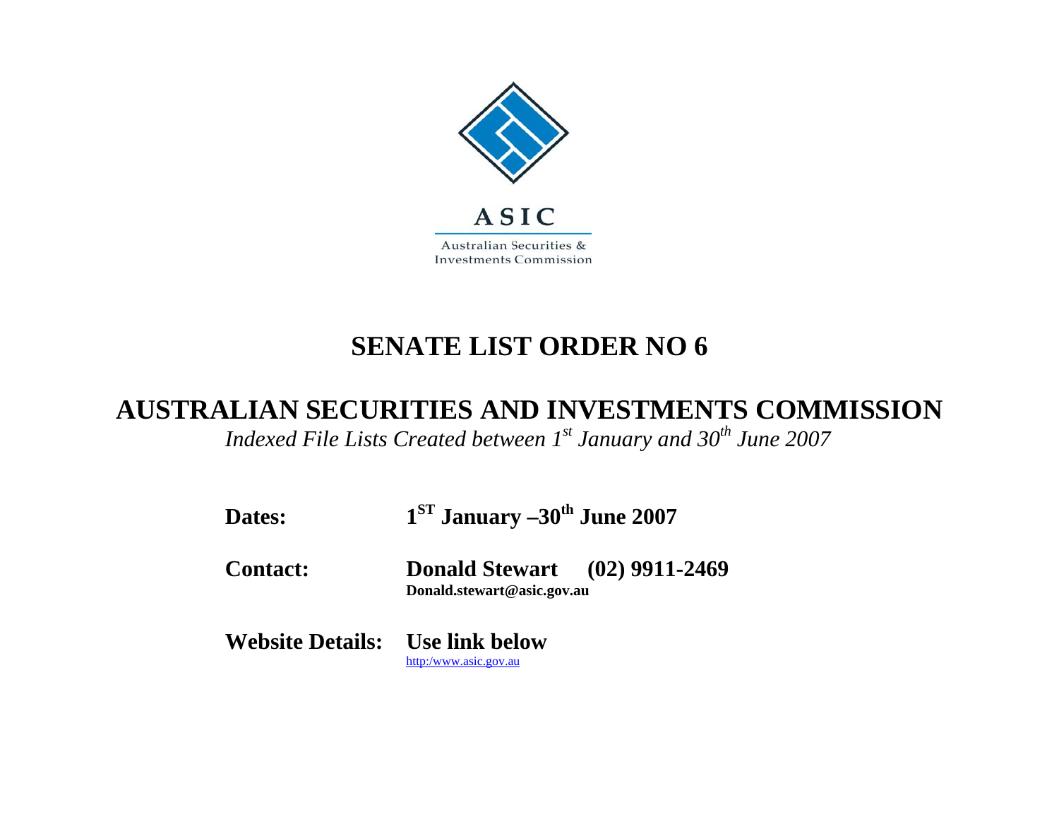ASIC

Australian Securities & Investments Commission

# SENATE LIST ORDER NO 6

## AUSTRALIAN SECURITIES AND INVESTMENTS COMMISSION

*Indexed File Lists Created between 1st January and 30th June 2007*

**Dates:** **1ST January –30th June 2007**

**Contact:** **Donald Stewart (02) 9911-2469**
**Donald.stewart@asic.gov.au**

**Website Details:** **Use link below**
http:/www.asic.gov.au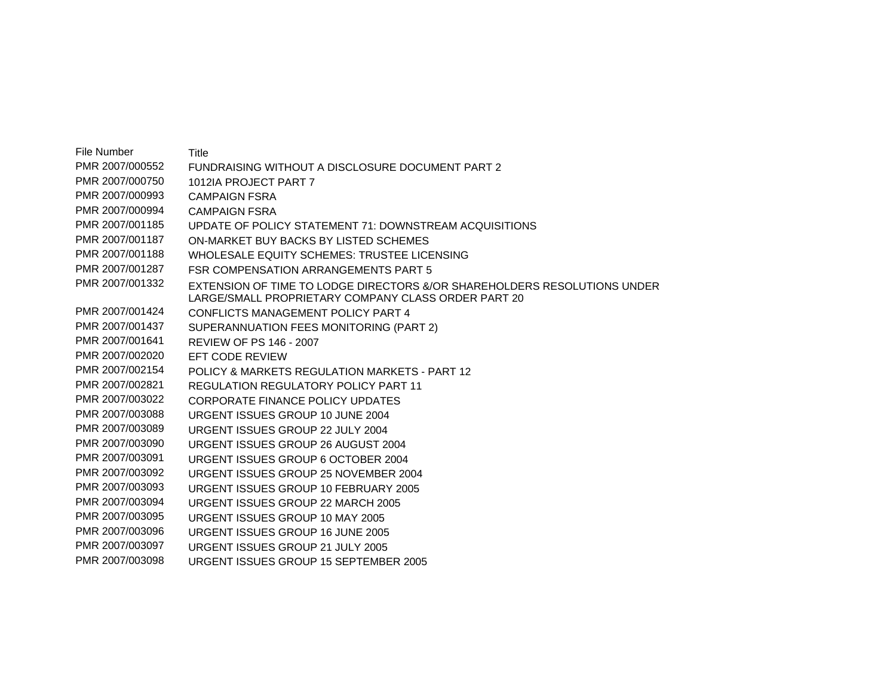| File Number | Title |
|---|---|
| PMR 2007/000552 | FUNDRAISING WITHOUT A DISCLOSURE DOCUMENT PART 2 |
| PMR 2007/000750 | 1012IA PROJECT PART 7 |
| PMR 2007/000993 | CAMPAIGN FSRA |
| PMR 2007/000994 | CAMPAIGN FSRA |
| PMR 2007/001185 | UPDATE OF POLICY STATEMENT 71: DOWNSTREAM ACQUISITIONS |
| PMR 2007/001187 | ON-MARKET BUY BACKS BY LISTED SCHEMES |
| PMR 2007/001188 | WHOLESALE EQUITY SCHEMES: TRUSTEE LICENSING |
| PMR 2007/001287 | FSR COMPENSATION ARRANGEMENTS PART 5 |
| PMR 2007/001332 | EXTENSION OF TIME TO LODGE DIRECTORS &/OR SHAREHOLDERS RESOLUTIONS UNDER LARGE/SMALL PROPRIETARY COMPANY CLASS ORDER PART 20 |
| PMR 2007/001424 | CONFLICTS MANAGEMENT POLICY PART 4 |
| PMR 2007/001437 | SUPERANNUATION FEES MONITORING (PART 2) |
| PMR 2007/001641 | REVIEW OF PS 146 - 2007 |
| PMR 2007/002020 | EFT CODE REVIEW |
| PMR 2007/002154 | POLICY & MARKETS REGULATION MARKETS - PART 12 |
| PMR 2007/002821 | REGULATION REGULATORY POLICY PART 11 |
| PMR 2007/003022 | CORPORATE FINANCE POLICY UPDATES |
| PMR 2007/003088 | URGENT ISSUES GROUP 10 JUNE 2004 |
| PMR 2007/003089 | URGENT ISSUES GROUP 22 JULY 2004 |
| PMR 2007/003090 | URGENT ISSUES GROUP 26 AUGUST 2004 |
| PMR 2007/003091 | URGENT ISSUES GROUP 6 OCTOBER 2004 |
| PMR 2007/003092 | URGENT ISSUES GROUP 25 NOVEMBER 2004 |
| PMR 2007/003093 | URGENT ISSUES GROUP 10 FEBRUARY 2005 |
| PMR 2007/003094 | URGENT ISSUES GROUP 22 MARCH 2005 |
| PMR 2007/003095 | URGENT ISSUES GROUP 10 MAY 2005 |
| PMR 2007/003096 | URGENT ISSUES GROUP 16 JUNE 2005 |
| PMR 2007/003097 | URGENT ISSUES GROUP 21 JULY 2005 |
| PMR 2007/003098 | URGENT ISSUES GROUP 15 SEPTEMBER 2005 |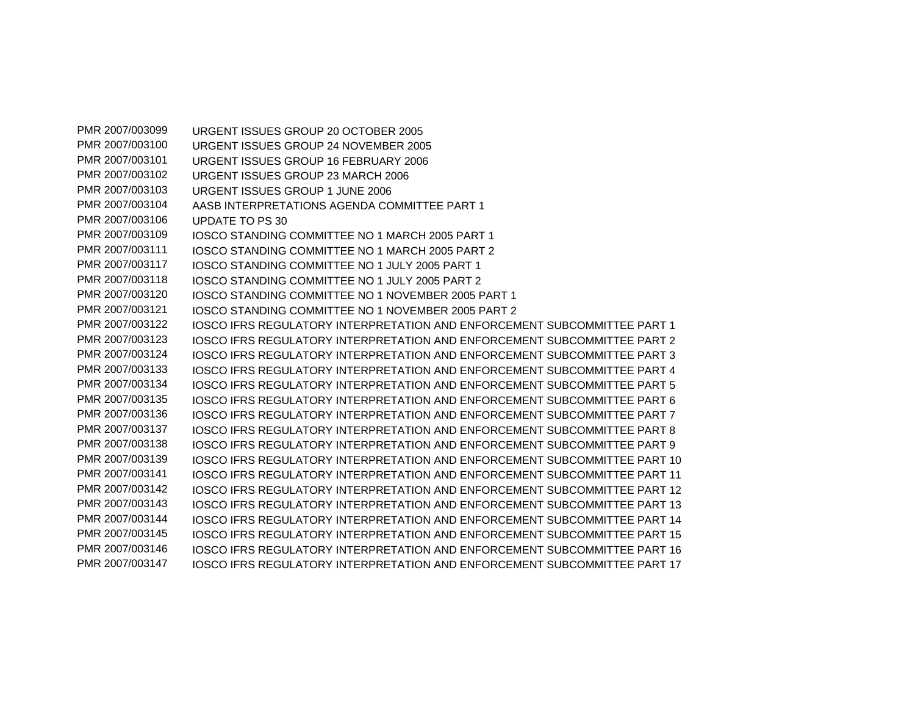| | |
|---|---|
| PMR 2007/003099 | URGENT ISSUES GROUP 20 OCTOBER 2005 |
| PMR 2007/003100 | URGENT ISSUES GROUP 24 NOVEMBER 2005 |
| PMR 2007/003101 | URGENT ISSUES GROUP 16 FEBRUARY 2006 |
| PMR 2007/003102 | URGENT ISSUES GROUP 23 MARCH 2006 |
| PMR 2007/003103 | URGENT ISSUES GROUP 1 JUNE 2006 |
| PMR 2007/003104 | AASB INTERPRETATIONS AGENDA COMMITTEE PART 1 |
| PMR 2007/003106 | UPDATE TO PS 30 |
| PMR 2007/003109 | IOSCO STANDING COMMITTEE NO 1 MARCH 2005 PART 1 |
| PMR 2007/003111 | IOSCO STANDING COMMITTEE NO 1 MARCH 2005 PART 2 |
| PMR 2007/003117 | IOSCO STANDING COMMITTEE NO 1 JULY 2005 PART 1 |
| PMR 2007/003118 | IOSCO STANDING COMMITTEE NO 1 JULY 2005 PART 2 |
| PMR 2007/003120 | IOSCO STANDING COMMITTEE NO 1 NOVEMBER 2005 PART 1 |
| PMR 2007/003121 | IOSCO STANDING COMMITTEE NO 1 NOVEMBER 2005 PART 2 |
| PMR 2007/003122 | IOSCO IFRS REGULATORY INTERPRETATION AND ENFORCEMENT SUBCOMMITTEE PART 1 |
| PMR 2007/003123 | IOSCO IFRS REGULATORY INTERPRETATION AND ENFORCEMENT SUBCOMMITTEE PART 2 |
| PMR 2007/003124 | IOSCO IFRS REGULATORY INTERPRETATION AND ENFORCEMENT SUBCOMMITTEE PART 3 |
| PMR 2007/003133 | IOSCO IFRS REGULATORY INTERPRETATION AND ENFORCEMENT SUBCOMMITTEE PART 4 |
| PMR 2007/003134 | IOSCO IFRS REGULATORY INTERPRETATION AND ENFORCEMENT SUBCOMMITTEE PART 5 |
| PMR 2007/003135 | IOSCO IFRS REGULATORY INTERPRETATION AND ENFORCEMENT SUBCOMMITTEE PART 6 |
| PMR 2007/003136 | IOSCO IFRS REGULATORY INTERPRETATION AND ENFORCEMENT SUBCOMMITTEE PART 7 |
| PMR 2007/003137 | IOSCO IFRS REGULATORY INTERPRETATION AND ENFORCEMENT SUBCOMMITTEE PART 8 |
| PMR 2007/003138 | IOSCO IFRS REGULATORY INTERPRETATION AND ENFORCEMENT SUBCOMMITTEE PART 9 |
| PMR 2007/003139 | IOSCO IFRS REGULATORY INTERPRETATION AND ENFORCEMENT SUBCOMMITTEE PART 10 |
| PMR 2007/003141 | IOSCO IFRS REGULATORY INTERPRETATION AND ENFORCEMENT SUBCOMMITTEE PART 11 |
| PMR 2007/003142 | IOSCO IFRS REGULATORY INTERPRETATION AND ENFORCEMENT SUBCOMMITTEE PART 12 |
| PMR 2007/003143 | IOSCO IFRS REGULATORY INTERPRETATION AND ENFORCEMENT SUBCOMMITTEE PART 13 |
| PMR 2007/003144 | IOSCO IFRS REGULATORY INTERPRETATION AND ENFORCEMENT SUBCOMMITTEE PART 14 |
| PMR 2007/003145 | IOSCO IFRS REGULATORY INTERPRETATION AND ENFORCEMENT SUBCOMMITTEE PART 15 |
| PMR 2007/003146 | IOSCO IFRS REGULATORY INTERPRETATION AND ENFORCEMENT SUBCOMMITTEE PART 16 |
| PMR 2007/003147 | IOSCO IFRS REGULATORY INTERPRETATION AND ENFORCEMENT SUBCOMMITTEE PART 17 |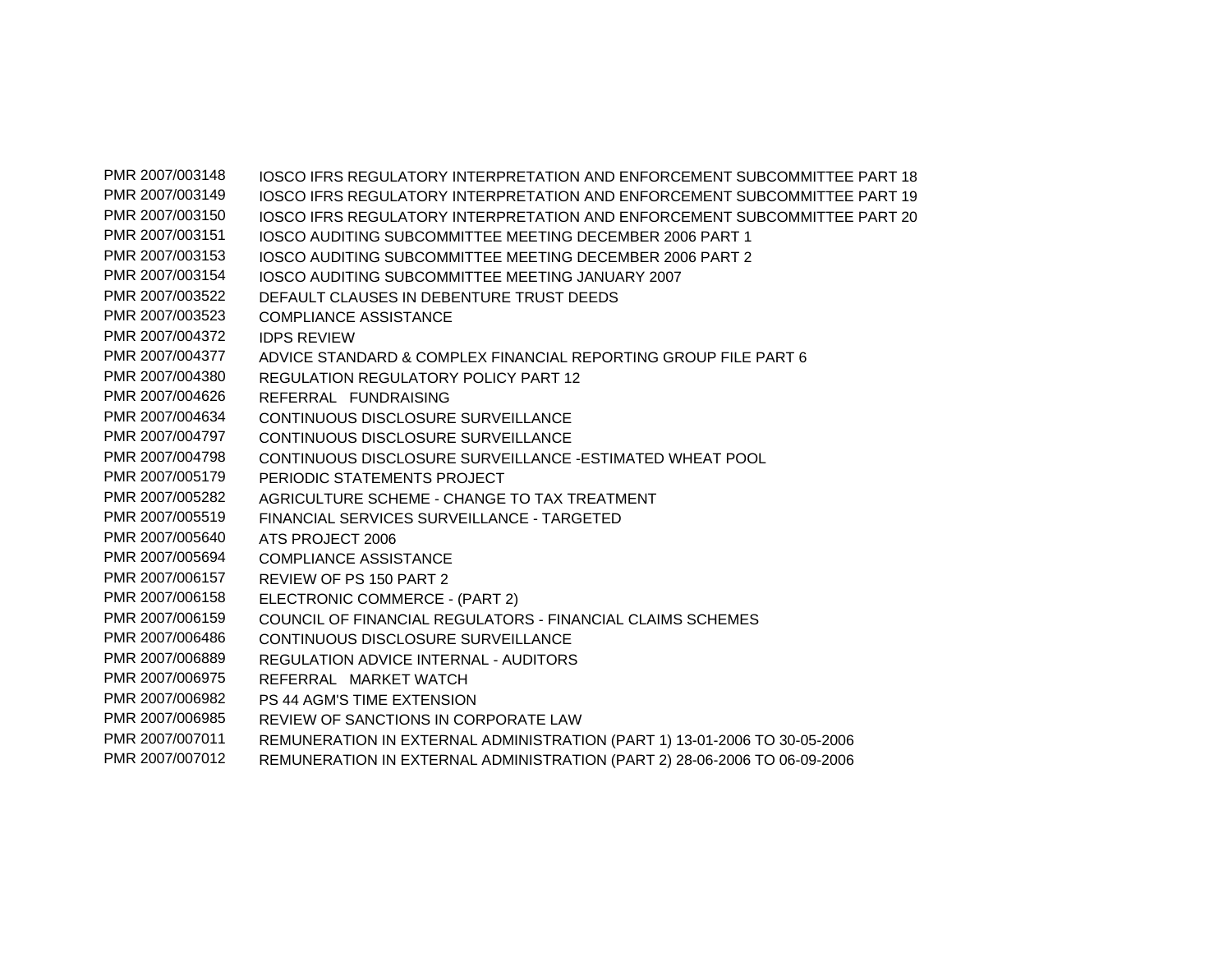| | |
|---|---|
| PMR 2007/003148 | IOSCO IFRS REGULATORY INTERPRETATION AND ENFORCEMENT SUBCOMMITTEE PART 18 |
| PMR 2007/003149 | IOSCO IFRS REGULATORY INTERPRETATION AND ENFORCEMENT SUBCOMMITTEE PART 19 |
| PMR 2007/003150 | IOSCO IFRS REGULATORY INTERPRETATION AND ENFORCEMENT SUBCOMMITTEE PART 20 |
| PMR 2007/003151 | IOSCO AUDITING SUBCOMMITTEE MEETING DECEMBER 2006 PART 1 |
| PMR 2007/003153 | IOSCO AUDITING SUBCOMMITTEE MEETING DECEMBER 2006 PART 2 |
| PMR 2007/003154 | IOSCO AUDITING SUBCOMMITTEE MEETING JANUARY 2007 |
| PMR 2007/003522 | DEFAULT CLAUSES IN DEBENTURE TRUST DEEDS |
| PMR 2007/003523 | COMPLIANCE ASSISTANCE |
| PMR 2007/004372 | IDPS REVIEW |
| PMR 2007/004377 | ADVICE STANDARD & COMPLEX FINANCIAL REPORTING GROUP FILE PART 6 |
| PMR 2007/004380 | REGULATION REGULATORY POLICY PART 12 |
| PMR 2007/004626 | REFERRAL FUNDRAISING |
| PMR 2007/004634 | CONTINUOUS DISCLOSURE SURVEILLANCE |
| PMR 2007/004797 | CONTINUOUS DISCLOSURE SURVEILLANCE |
| PMR 2007/004798 | CONTINUOUS DISCLOSURE SURVEILLANCE -ESTIMATED WHEAT POOL |
| PMR 2007/005179 | PERIODIC STATEMENTS PROJECT |
| PMR 2007/005282 | AGRICULTURE SCHEME - CHANGE TO TAX TREATMENT |
| PMR 2007/005519 | FINANCIAL SERVICES SURVEILLANCE - TARGETED |
| PMR 2007/005640 | ATS PROJECT 2006 |
| PMR 2007/005694 | COMPLIANCE ASSISTANCE |
| PMR 2007/006157 | REVIEW OF PS 150 PART 2 |
| PMR 2007/006158 | ELECTRONIC COMMERCE - (PART 2) |
| PMR 2007/006159 | COUNCIL OF FINANCIAL REGULATORS - FINANCIAL CLAIMS SCHEMES |
| PMR 2007/006486 | CONTINUOUS DISCLOSURE SURVEILLANCE |
| PMR 2007/006889 | REGULATION ADVICE INTERNAL - AUDITORS |
| PMR 2007/006975 | REFERRAL MARKET WATCH |
| PMR 2007/006982 | PS 44 AGM'S TIME EXTENSION |
| PMR 2007/006985 | REVIEW OF SANCTIONS IN CORPORATE LAW |
| PMR 2007/007011 | REMUNERATION IN EXTERNAL ADMINISTRATION (PART 1) 13-01-2006 TO 30-05-2006 |
| PMR 2007/007012 | REMUNERATION IN EXTERNAL ADMINISTRATION (PART 2) 28-06-2006 TO 06-09-2006 |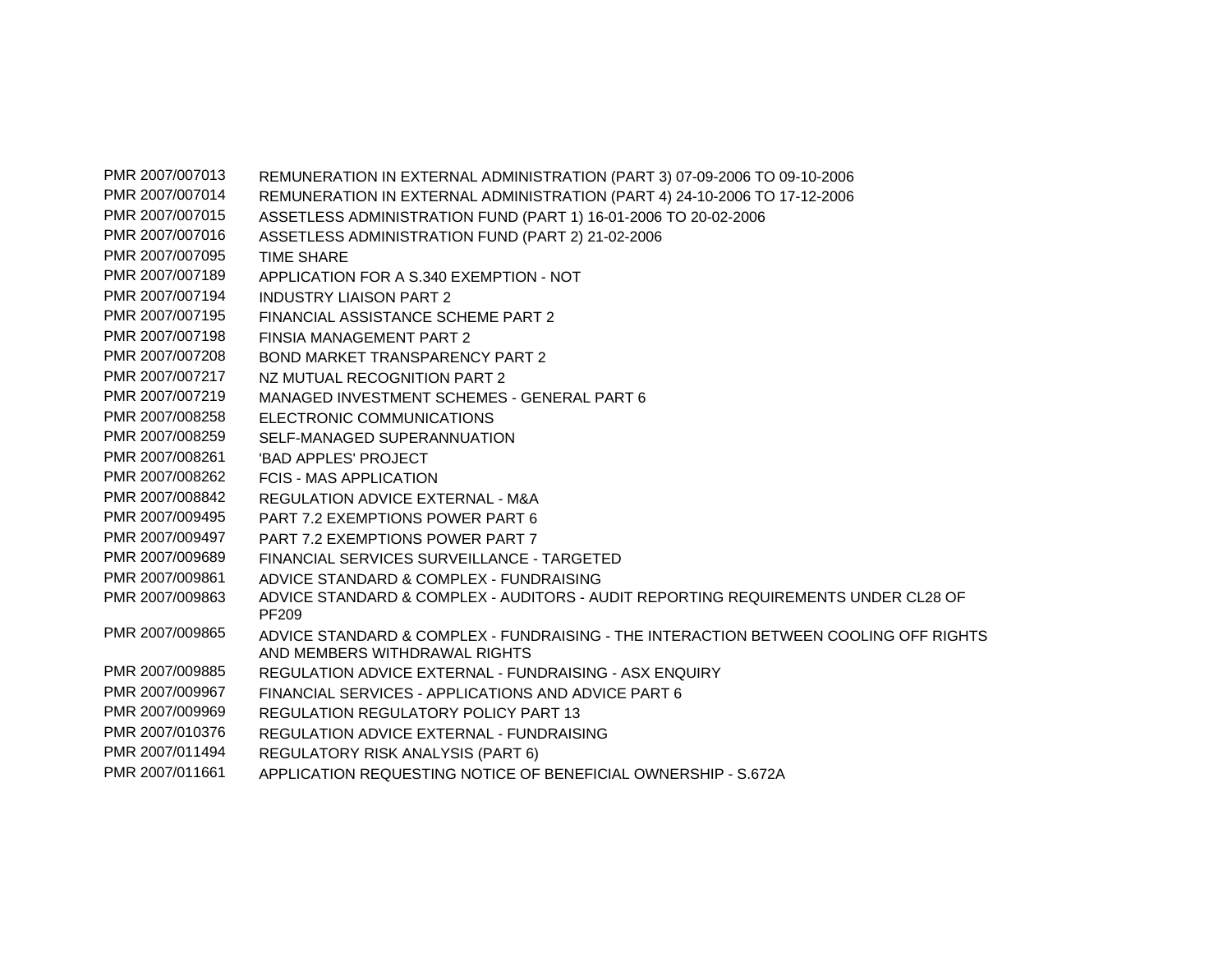| | |
|---|---|
| PMR 2007/007013 | REMUNERATION IN EXTERNAL ADMINISTRATION (PART 3) 07-09-2006 TO 09-10-2006 |
| PMR 2007/007014 | REMUNERATION IN EXTERNAL ADMINISTRATION (PART 4) 24-10-2006 TO 17-12-2006 |
| PMR 2007/007015 | ASSETLESS ADMINISTRATION FUND (PART 1) 16-01-2006 TO 20-02-2006 |
| PMR 2007/007016 | ASSETLESS ADMINISTRATION FUND (PART 2) 21-02-2006 |
| PMR 2007/007095 | TIME SHARE |
| PMR 2007/007189 | APPLICATION FOR A S.340 EXEMPTION - NOT |
| PMR 2007/007194 | INDUSTRY LIAISON PART 2 |
| PMR 2007/007195 | FINANCIAL ASSISTANCE SCHEME PART 2 |
| PMR 2007/007198 | FINSIA MANAGEMENT PART 2 |
| PMR 2007/007208 | BOND MARKET TRANSPARENCY PART 2 |
| PMR 2007/007217 | NZ MUTUAL RECOGNITION PART 2 |
| PMR 2007/007219 | MANAGED INVESTMENT SCHEMES - GENERAL PART 6 |
| PMR 2007/008258 | ELECTRONIC COMMUNICATIONS |
| PMR 2007/008259 | SELF-MANAGED SUPERANNUATION |
| PMR 2007/008261 | 'BAD APPLES' PROJECT |
| PMR 2007/008262 | FCIS - MAS APPLICATION |
| PMR 2007/008842 | REGULATION ADVICE EXTERNAL - M&A |
| PMR 2007/009495 | PART 7.2 EXEMPTIONS POWER PART 6 |
| PMR 2007/009497 | PART 7.2 EXEMPTIONS POWER PART 7 |
| PMR 2007/009689 | FINANCIAL SERVICES SURVEILLANCE - TARGETED |
| PMR 2007/009861 | ADVICE STANDARD & COMPLEX - FUNDRAISING |
| PMR 2007/009863 | ADVICE STANDARD & COMPLEX - AUDITORS - AUDIT REPORTING REQUIREMENTS UNDER CL28 OF PF209 |
| PMR 2007/009865 | ADVICE STANDARD & COMPLEX - FUNDRAISING - THE INTERACTION BETWEEN COOLING OFF RIGHTS AND MEMBERS WITHDRAWAL RIGHTS |
| PMR 2007/009885 | REGULATION ADVICE EXTERNAL - FUNDRAISING - ASX ENQUIRY |
| PMR 2007/009967 | FINANCIAL SERVICES - APPLICATIONS AND ADVICE PART 6 |
| PMR 2007/009969 | REGULATION REGULATORY POLICY PART 13 |
| PMR 2007/010376 | REGULATION ADVICE EXTERNAL - FUNDRAISING |
| PMR 2007/011494 | REGULATORY RISK ANALYSIS (PART 6) |
| PMR 2007/011661 | APPLICATION REQUESTING NOTICE OF BENEFICIAL OWNERSHIP - S.672A |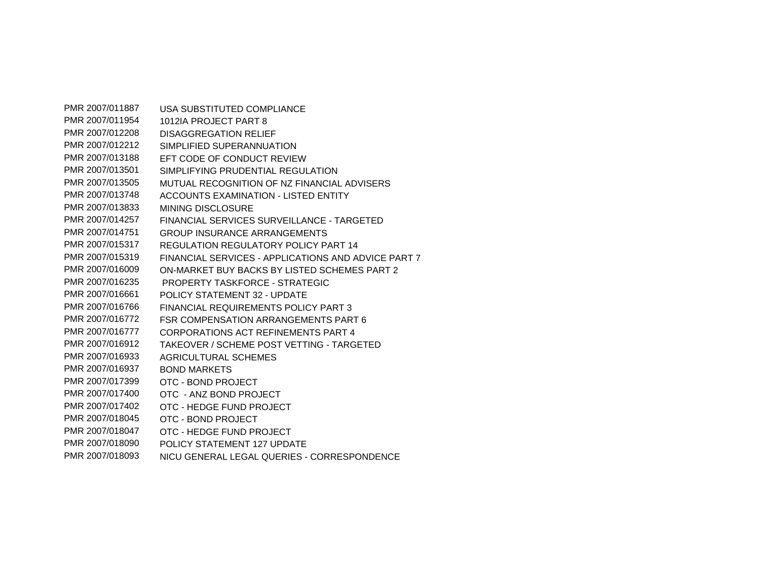| | |
|---|---|
| PMR 2007/011887 | USA SUBSTITUTED COMPLIANCE |
| PMR 2007/011954 | 1012IA PROJECT PART 8 |
| PMR 2007/012208 | DISAGGREGATION RELIEF |
| PMR 2007/012212 | SIMPLIFIED SUPERANNUATION |
| PMR 2007/013188 | EFT CODE OF CONDUCT REVIEW |
| PMR 2007/013501 | SIMPLIFYING PRUDENTIAL REGULATION |
| PMR 2007/013505 | MUTUAL RECOGNITION OF NZ FINANCIAL ADVISERS |
| PMR 2007/013748 | ACCOUNTS EXAMINATION - LISTED ENTITY |
| PMR 2007/013833 | MINING DISCLOSURE |
| PMR 2007/014257 | FINANCIAL SERVICES SURVEILLANCE - TARGETED |
| PMR 2007/014751 | GROUP INSURANCE ARRANGEMENTS |
| PMR 2007/015317 | REGULATION REGULATORY POLICY PART 14 |
| PMR 2007/015319 | FINANCIAL SERVICES - APPLICATIONS AND ADVICE PART 7 |
| PMR 2007/016009 | ON-MARKET BUY BACKS BY LISTED SCHEMES PART 2 |
| PMR 2007/016235 | PROPERTY TASKFORCE - STRATEGIC |
| PMR 2007/016661 | POLICY STATEMENT 32 - UPDATE |
| PMR 2007/016766 | FINANCIAL REQUIREMENTS POLICY PART 3 |
| PMR 2007/016772 | FSR COMPENSATION ARRANGEMENTS PART 6 |
| PMR 2007/016777 | CORPORATIONS ACT REFINEMENTS PART 4 |
| PMR 2007/016912 | TAKEOVER / SCHEME POST VETTING - TARGETED |
| PMR 2007/016933 | AGRICULTURAL SCHEMES |
| PMR 2007/016937 | BOND MARKETS |
| PMR 2007/017399 | OTC - BOND PROJECT |
| PMR 2007/017400 | OTC - ANZ BOND PROJECT |
| PMR 2007/017402 | OTC - HEDGE FUND PROJECT |
| PMR 2007/018045 | OTC - BOND PROJECT |
| PMR 2007/018047 | OTC - HEDGE FUND PROJECT |
| PMR 2007/018090 | POLICY STATEMENT 127 UPDATE |
| PMR 2007/018093 | NICU GENERAL LEGAL QUERIES - CORRESPONDENCE |